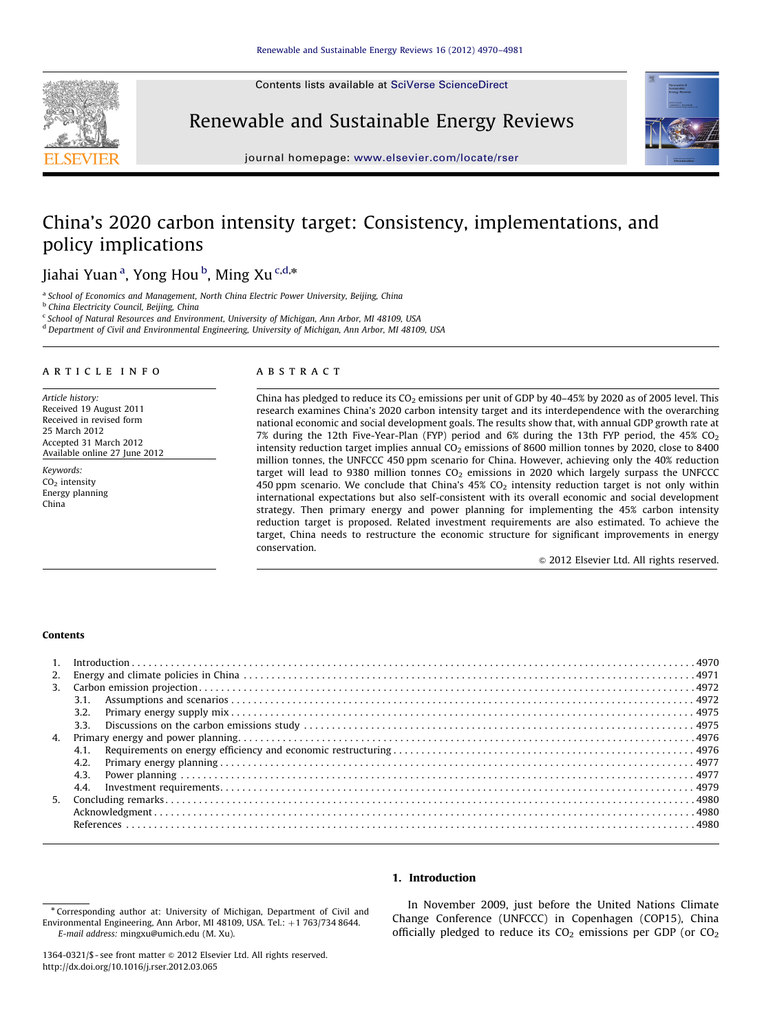Contents lists available at SciVerse ScienceDirect

Renewable and Sustainable Energy Reviews

journal homepage: www.elsevier.com/locate/rser

# China's 2020 carbon intensity target: Consistency, implementations, and policy implications

Jiahai Yuan[a], Yong Hou[b], Ming Xu[c,d,*]

[a] School of Economics and Management, North China Electric Power University, Beijing, China
[b] China Electricity Council, Beijing, China
[c] School of Natural Resources and Environment, University of Michigan, Ann Arbor, MI 48109, USA
[d] Department of Civil and Environmental Engineering, University of Michigan, Ann Arbor, MI 48109, USA

## ARTICLE INFO

*Article history:*
Received 19 August 2011
Received in revised form
25 March 2012
Accepted 31 March 2012
Available online 27 June 2012

*Keywords:*
$CO_2$ intensity
Energy planning
China

## ABSTRACT

China has pledged to reduce its $CO_2$ emissions per unit of GDP by 40–45% by 2020 as of 2005 level. This research examines China's 2020 carbon intensity target and its interdependence with the overarching national economic and social development goals. The results show that, with annual GDP growth rate at 7% during the 12th Five-Year-Plan (FYP) period and 6% during the 13th FYP period, the 45% $CO_2$ intensity reduction target implies annual $CO_2$ emissions of 8600 million tonnes by 2020, close to 8400 million tonnes, the UNFCCC 450 ppm scenario for China. However, achieving only the 40% reduction target will lead to 9380 million tonnes $CO_2$ emissions in 2020 which largely surpass the UNFCCC 450 ppm scenario. We conclude that China's 45% $CO_2$ intensity reduction target is not only within international expectations but also self-consistent with its overall economic and social development strategy. Then primary energy and power planning for implementing the 45% carbon intensity reduction target is proposed. Related investment requirements are also estimated. To achieve the target, China needs to restructure the economic structure for significant improvements in energy conservation.

© 2012 Elsevier Ltd. All rights reserved.

## Contents

1. Introduction . . . 4970
2. Energy and climate policies in China . . . 4971
3. Carbon emission projection . . . 4972
   3.1. Assumptions and scenarios . . . 4972
   3.2. Primary energy supply mix . . . 4975
   3.3. Discussions on the carbon emissions study . . . 4975
4. Primary energy and power planning . . . 4976
   4.1. Requirements on energy efficiency and economic restructuring . . . 4976
   4.2. Primary energy planning . . . 4977
   4.3. Power planning . . . 4977
   4.4. Investment requirements . . . 4979
5. Concluding remarks . . . 4980
   Acknowledgment . . . 4980
   References . . . 4980

## 1. Introduction

In November 2009, just before the United Nations Climate Change Conference (UNFCCC) in Copenhagen (COP15), China officially pledged to reduce its $CO_2$ emissions per GDP (or $CO_2$

---

* Corresponding author at: University of Michigan, Department of Civil and Environmental Engineering, Ann Arbor, MI 48109, USA. Tel.: +1 763/734 8644.
*E-mail address:* mingxu@umich.edu (M. Xu).

1364-0321/$ - see front matter © 2012 Elsevier Ltd. All rights reserved.
http://dx.doi.org/10.1016/j.rser.2012.03.065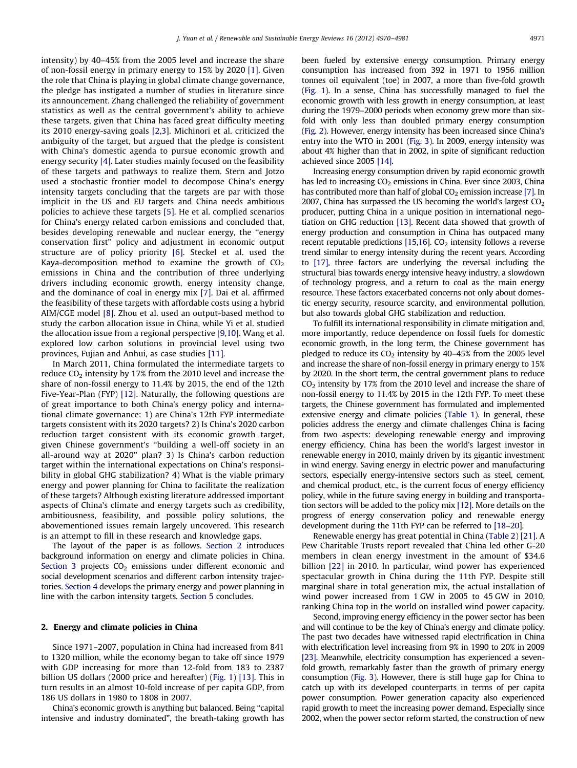intensity) by 40–45% from the 2005 level and increase the share of non-fossil energy in primary energy to 15% by 2020 [1]. Given the role that China is playing in global climate change governance, the pledge has instigated a number of studies in literature since its announcement. Zhang challenged the reliability of government statistics as well as the central government's ability to achieve these targets, given that China has faced great difficulty meeting its 2010 energy-saving goals [2,3]. Michinori et al. criticized the ambiguity of the target, but argued that the pledge is consistent with China's domestic agenda to pursue economic growth and energy security [4]. Later studies mainly focused on the feasibility of these targets and pathways to realize them. Stern and Jotzo used a stochastic frontier model to decompose China's energy intensity targets concluding that the targets are par with those implicit in the US and EU targets and China needs ambitious policies to achieve these targets [5]. He et al. complied scenarios for China's energy related carbon emissions and concluded that, besides developing renewable and nuclear energy, the "energy conservation first" policy and adjustment in economic output structure are of policy priority [6]. Steckel et al. used the Kaya-decomposition method to examine the growth of $CO_2$ emissions in China and the contribution of three underlying drivers including economic growth, energy intensity change, and the dominance of coal in energy mix [7]. Dai et al. affirmed the feasibility of these targets with affordable costs using a hybrid AIM/CGE model [8]. Zhou et al. used an output-based method to study the carbon allocation issue in China, while Yi et al. studied the allocation issue from a regional perspective [9,10]. Wang et al. explored low carbon solutions in provincial level using two provinces, Fujian and Anhui, as case studies [11].

In March 2011, China formulated the intermediate targets to reduce $CO_2$ intensity by 17% from the 2010 level and increase the share of non-fossil energy to 11.4% by 2015, the end of the 12th Five-Year-Plan (FYP) [12]. Naturally, the following questions are of great importance to both China's energy policy and international climate governance: 1) are China's 12th FYP intermediate targets consistent with its 2020 targets? 2) Is China's 2020 carbon reduction target consistent with its economic growth target, given Chinese government's "building a well-off society in an all-around way at 2020" plan? 3) Is China's carbon reduction target within the international expectations on China's responsibility in global GHG stabilization? 4) What is the viable primary energy and power planning for China to facilitate the realization of these targets? Although existing literature addressed important aspects of China's climate and energy targets such as credibility, ambitiousness, feasibility, and possible policy solutions, the abovementioned issues remain largely uncovered. This research is an attempt to fill in these research and knowledge gaps.

The layout of the paper is as follows. Section 2 introduces background information on energy and climate policies in China. Section 3 projects $CO_2$ emissions under different economic and social development scenarios and different carbon intensity trajectories. Section 4 develops the primary energy and power planning in line with the carbon intensity targets. Section 5 concludes.

## 2. Energy and climate policies in China

Since 1971–2007, population in China had increased from 841 to 1320 million, while the economy began to take off since 1979 with GDP increasing for more than 12-fold from 183 to 2387 billion US dollars (2000 price and hereafter) (Fig. 1) [13]. This in turn results in an almost 10-fold increase of per capita GDP, from 186 US dollars in 1980 to 1808 in 2007.

China's economic growth is anything but balanced. Being "capital intensive and industry dominated", the breath-taking growth has been fueled by extensive energy consumption. Primary energy consumption has increased from 392 in 1971 to 1956 million tonnes oil equivalent (toe) in 2007, a more than five-fold growth (Fig. 1). In a sense, China has successfully managed to fuel the economic growth with less growth in energy consumption, at least during the 1979–2000 periods when economy grew more than six-fold with only less than doubled primary energy consumption (Fig. 2). However, energy intensity has been increased since China's entry into the WTO in 2001 (Fig. 3). In 2009, energy intensity was about 4% higher than that in 2002, in spite of significant reduction achieved since 2005 [14].

Increasing energy consumption driven by rapid economic growth has led to increasing $CO_2$ emissions in China. Ever since 2003, China has contributed more than half of global $CO_2$ emission increase [7]. In 2007, China has surpassed the US becoming the world's largest $CO_2$ producer, putting China in a unique position in international negotiation on GHG reduction [13]. Recent data showed that growth of energy production and consumption in China has outpaced many recent reputable predictions [15,16]. $CO_2$ intensity follows a reverse trend similar to energy intensity during the recent years. According to [17], three factors are underlying the reversal including the structural bias towards energy intensive heavy industry, a slowdown of technology progress, and a return to coal as the main energy resource. These factors exacerbated concerns not only about domestic energy security, resource scarcity, and environmental pollution, but also towards global GHG stabilization and reduction.

To fulfill its international responsibility in climate mitigation and, more importantly, reduce dependence on fossil fuels for domestic economic growth, in the long term, the Chinese government has pledged to reduce its $CO_2$ intensity by 40–45% from the 2005 level and increase the share of non-fossil energy in primary energy to 15% by 2020. In the short term, the central government plans to reduce $CO_2$ intensity by 17% from the 2010 level and increase the share of non-fossil energy to 11.4% by 2015 in the 12th FYP. To meet these targets, the Chinese government has formulated and implemented extensive energy and climate policies (Table 1). In general, these policies address the energy and climate challenges China is facing from two aspects: developing renewable energy and improving energy efficiency. China has been the world's largest investor in renewable energy in 2010, mainly driven by its gigantic investment in wind energy. Saving energy in electric power and manufacturing sectors, especially energy-intensive sectors such as steel, cement, and chemical product, etc., is the current focus of energy efficiency policy, while in the future saving energy in building and transportation sectors will be added to the policy mix [12]. More details on the progress of energy conservation policy and renewable energy development during the 11th FYP can be referred to [18–20].

Renewable energy has great potential in China (Table 2) [21]. A Pew Charitable Trusts report revealed that China led other G-20 members in clean energy investment in the amount of $34.6 billion [22] in 2010. In particular, wind power has experienced spectacular growth in China during the 11th FYP. Despite still marginal share in total generation mix, the actual installation of wind power increased from 1 GW in 2005 to 45 GW in 2010, ranking China top in the world on installed wind power capacity.

Second, improving energy efficiency in the power sector has been and will continue to be the key of China's energy and climate policy. The past two decades have witnessed rapid electrification in China with electrification level increasing from 9% in 1990 to 20% in 2009 [23]. Meanwhile, electricity consumption has experienced a seven-fold growth, remarkably faster than the growth of primary energy consumption (Fig. 3). However, there is still huge gap for China to catch up with its developed counterparts in terms of per capita power consumption. Power generation capacity also experienced rapid growth to meet the increasing power demand. Especially since 2002, when the power sector reform started, the construction of new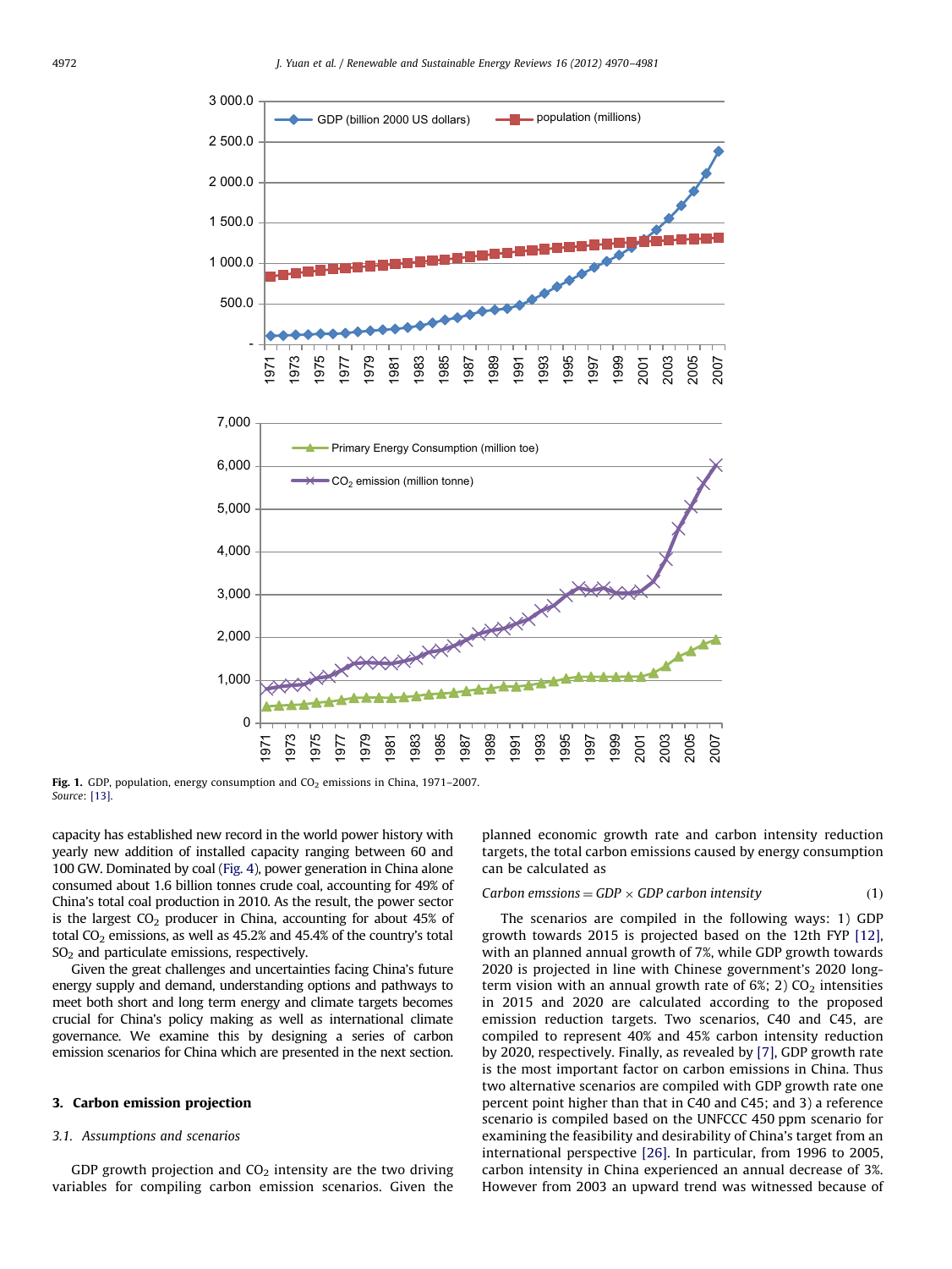Fig. 1. GDP, population, energy consumption and $CO_2$ emissions in China, 1971–2007.
*Source*: [13].

capacity has established new record in the world power history with yearly new addition of installed capacity ranging between 60 and 100 GW. Dominated by coal (Fig. 4), power generation in China alone consumed about 1.6 billion tonnes crude coal, accounting for 49% of China's total coal production in 2010. As the result, the power sector is the largest $CO_2$ producer in China, accounting for about 45% of total $CO_2$ emissions, as well as 45.2% and 45.4% of the country's total $SO_2$ and particulate emissions, respectively.

Given the great challenges and uncertainties facing China's future energy supply and demand, understanding options and pathways to meet both short and long term energy and climate targets becomes crucial for China's policy making as well as international climate governance. We examine this by designing a series of carbon emission scenarios for China which are presented in the next section.

## 3. Carbon emission projection

### 3.1. Assumptions and scenarios

GDP growth projection and $CO_2$ intensity are the two driving variables for compiling carbon emission scenarios. Given the planned economic growth rate and carbon intensity reduction targets, the total carbon emissions caused by energy consumption can be calculated as

$$\textit{Carbon emssions} = \textit{GDP} \times \textit{GDP carbon intensity} \tag{1}$$

The scenarios are compiled in the following ways: 1) GDP growth towards 2015 is projected based on the 12th FYP [12], with an planned annual growth of 7%, while GDP growth towards 2020 is projected in line with Chinese government's 2020 long-term vision with an annual growth rate of 6%; 2) $CO_2$ intensities in 2015 and 2020 are calculated according to the proposed emission reduction targets. Two scenarios, C40 and C45, are compiled to represent 40% and 45% carbon intensity reduction by 2020, respectively. Finally, as revealed by [7], GDP growth rate is the most important factor on carbon emissions in China. Thus two alternative scenarios are compiled with GDP growth rate one percent point higher than that in C40 and C45; and 3) a reference scenario is compiled based on the UNFCCC 450 ppm scenario for examining the feasibility and desirability of China's target from an international perspective [26]. In particular, from 1996 to 2005, carbon intensity in China experienced an annual decrease of 3%. However from 2003 an upward trend was witnessed because of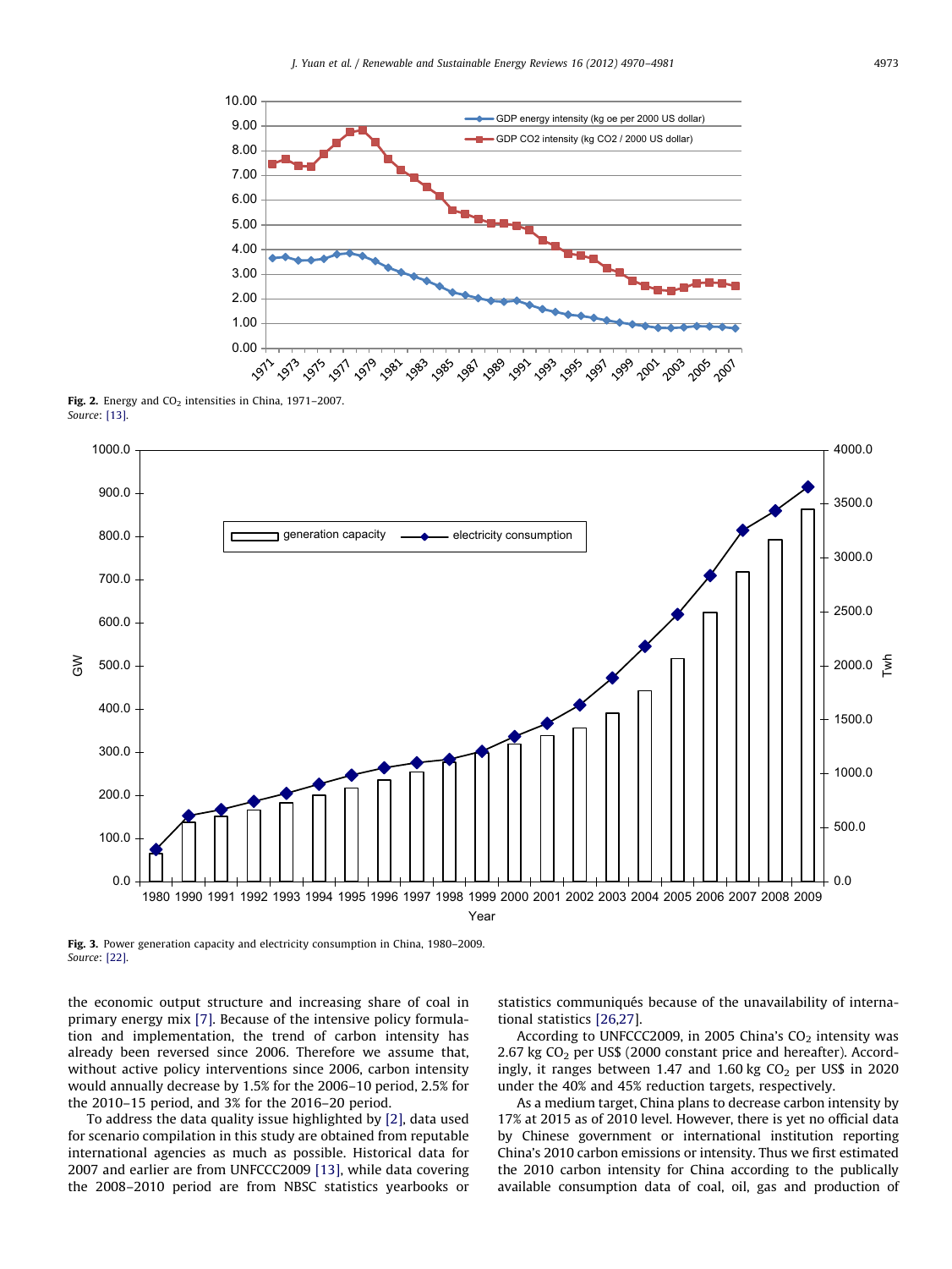Fig. 2. Energy and $CO_2$ intensities in China, 1971–2007.
*Source*: [13].

Fig. 3. Power generation capacity and electricity consumption in China, 1980–2009.
*Source*: [22].

the economic output structure and increasing share of coal in primary energy mix [7]. Because of the intensive policy formulation and implementation, the trend of carbon intensity has already been reversed since 2006. Therefore we assume that, without active policy interventions since 2006, carbon intensity would annually decrease by 1.5% for the 2006–10 period, 2.5% for the 2010–15 period, and 3% for the 2016–20 period.

To address the data quality issue highlighted by [2], data used for scenario compilation in this study are obtained from reputable international agencies as much as possible. Historical data for 2007 and earlier are from UNFCCC2009 [13], while data covering the 2008–2010 period are from NBSC statistics yearbooks or statistics communiqués because of the unavailability of international statistics [26,27].

According to UNFCCC2009, in 2005 China's $CO_2$ intensity was 2.67 kg $CO_2$ per US$ (2000 constant price and hereafter). Accordingly, it ranges between 1.47 and 1.60 kg $CO_2$ per US$ in 2020 under the 40% and 45% reduction targets, respectively.

As a medium target, China plans to decrease carbon intensity by 17% at 2015 as of 2010 level. However, there is yet no official data by Chinese government or international institution reporting China's 2010 carbon emissions or intensity. Thus we first estimated the 2010 carbon intensity for China according to the publically available consumption data of coal, oil, gas and production of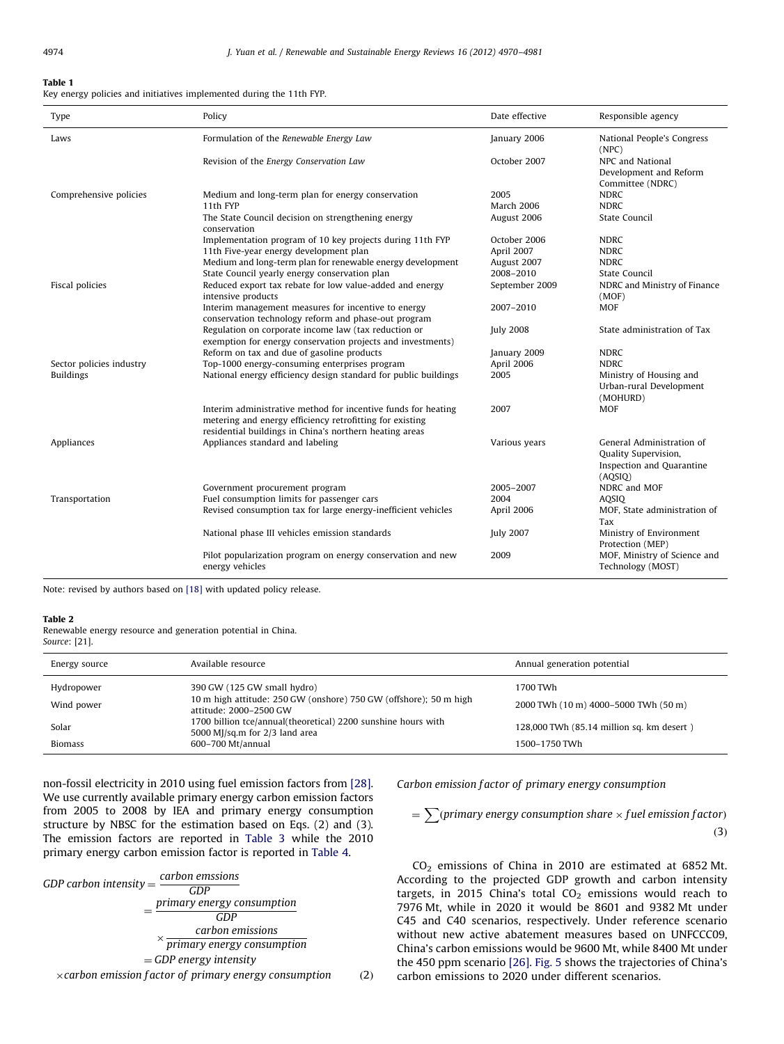**Table 1**
Key energy policies and initiatives implemented during the 11th FYP.

| Type | Policy | Date effective | Responsible agency |
|---|---|---|---|
| Laws | Formulation of the *Renewable Energy Law* | January 2006 | National People's Congress (NPC) |
| | Revision of the *Energy Conservation Law* | October 2007 | NPC and National Development and Reform Committee (NDRC) |
| Comprehensive policies | Medium and long-term plan for energy conservation | 2005 | NDRC |
| | 11th FYP | March 2006 | NDRC |
| | The State Council decision on strengthening energy conservation | August 2006 | State Council |
| | Implementation program of 10 key projects during 11th FYP | October 2006 | NDRC |
| | 11th Five-year energy development plan | April 2007 | NDRC |
| | Medium and long-term plan for renewable energy development | August 2007 | NDRC |
| | State Council yearly energy conservation plan | 2008–2010 | State Council |
| Fiscal policies | Reduced export tax rebate for low value-added and energy intensive products | September 2009 | NDRC and Ministry of Finance (MOF) |
| | Interim management measures for incentive to energy conservation technology reform and phase-out program | 2007–2010 | MOF |
| | Regulation on corporate income law (tax reduction or exemption for energy conservation projects and investments) | July 2008 | State administration of Tax |
| | Reform on tax and due of gasoline products | January 2009 | NDRC |
| Sector policies industry | Top-1000 energy-consuming enterprises program | April 2006 | NDRC |
| Buildings | National energy efficiency design standard for public buildings | 2005 | Ministry of Housing and Urban-rural Development (MOHURD) |
| | Interim administrative method for incentive funds for heating metering and energy efficiency retrofitting for existing residential buildings in China's northern heating areas | 2007 | MOF |
| Appliances | Appliances standard and labeling | Various years | General Administration of Quality Supervision, Inspection and Quarantine (AQSIQ) |
| | Government procurement program | 2005–2007 | NDRC and MOF |
| Transportation | Fuel consumption limits for passenger cars | 2004 | AQSIQ |
| | Revised consumption tax for large energy-inefficient vehicles | April 2006 | MOF, State administration of Tax |
| | National phase III vehicles emission standards | July 2007 | Ministry of Environment Protection (MEP) |
| | Pilot popularization program on energy conservation and new energy vehicles | 2009 | MOF, Ministry of Science and Technology (MOST) |

Note: revised by authors based on [18] with updated policy release.

**Table 2**
Renewable energy resource and generation potential in China.
*Source:* [21].

| Energy source | Available resource | Annual generation potential |
|---|---|---|
| Hydropower | 390 GW (125 GW small hydro) | 1700 TWh |
| Wind power | 10 m high attitude: 250 GW (onshore) 750 GW (offshore); 50 m high attitude: 2000–2500 GW | 2000 TWh (10 m) 4000–5000 TWh (50 m) |
| Solar | 1700 billion tce/annual(theoretical) 2200 sunshine hours with 5000 MJ/sq.m for 2/3 land area | 128,000 TWh (85.14 million sq. km desert ) |
| Biomass | 600–700 Mt/annual | 1500–1750 TWh |

non-fossil electricity in 2010 using fuel emission factors from [28]. We use currently available primary energy carbon emission factors from 2005 to 2008 by IEA and primary energy consumption structure by NBSC for the estimation based on Eqs. (2) and (3). The emission factors are reported in Table 3 while the 2010 primary energy carbon emission factor is reported in Table 4.

$$
\begin{aligned}
\textit{GDP carbon intensity} &= \frac{\textit{carbon emssions}}{\textit{GDP}} \\
&= \frac{\textit{primary energy consumption}}{\textit{GDP}} \times \frac{\textit{carbon emissions}}{\textit{primary energy consumption}} \\
&= \textit{GDP energy intensity} \\
&\times \textit{carbon emission factor of primary energy consumption}
\end{aligned}
\tag{2}
$$

$$
\textit{Carbon emission factor of primary energy consumption} = \sum (\textit{primary energy consumption share} \times \textit{fuel emission factor}) \tag{3}
$$

$CO_2$ emissions of China in 2010 are estimated at 6852 Mt. According to the projected GDP growth and carbon intensity targets, in 2015 China's total $CO_2$ emissions would reach to 7976 Mt, while in 2020 it would be 8601 and 9382 Mt under C45 and C40 scenarios, respectively. Under reference scenario without new active abatement measures based on UNFCCC09, China's carbon emissions would be 9600 Mt, while 8400 Mt under the 450 ppm scenario [26]. Fig. 5 shows the trajectories of China's carbon emissions to 2020 under different scenarios.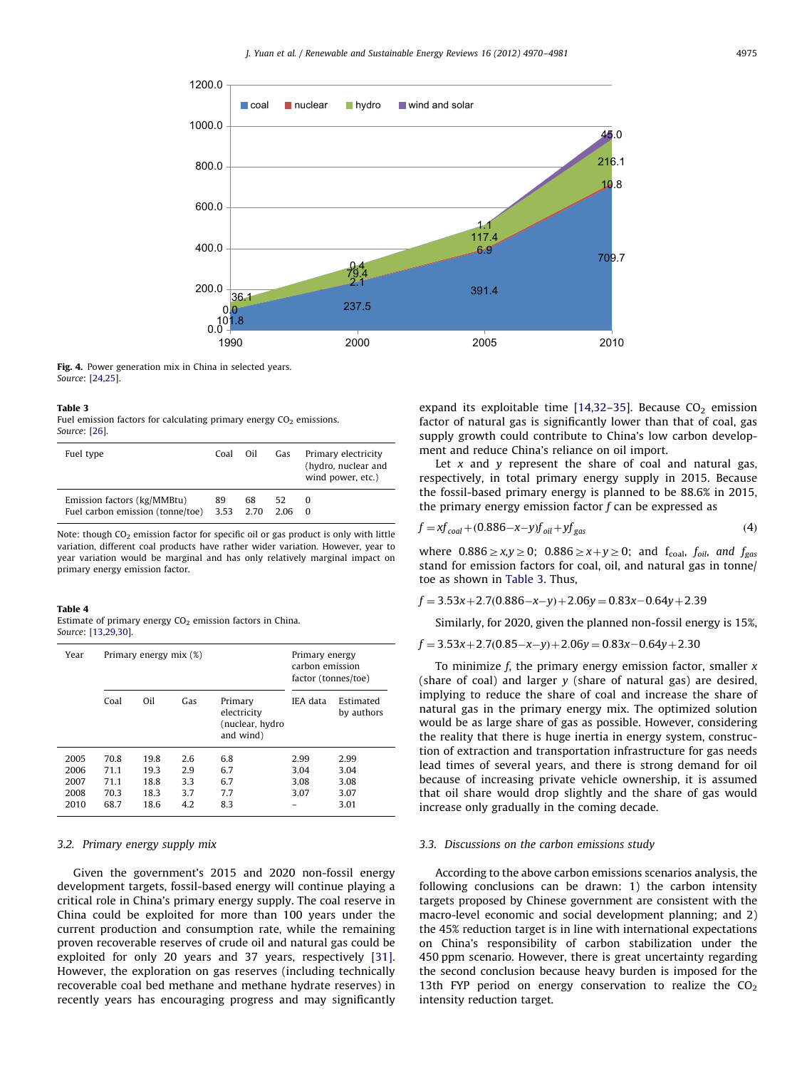**Fig. 4.** Power generation mix in China in selected years.
*Source*: [24,25].

**Table 3**
Fuel emission factors for calculating primary energy $CO_2$ emissions.
*Source*: [26].

| Fuel type | Coal | Oil | Gas | Primary electricity (hydro, nuclear and wind power, etc.) |
|---|---|---|---|---|
| Emission factors (kg/MMBtu) | 89 | 68 | 52 | 0 |
| Fuel carbon emission (tonne/toe) | 3.53 | 2.70 | 2.06 | 0 |

Note: though $CO_2$ emission factor for specific oil or gas product is only with little variation, different coal products have rather wider variation. However, year to year variation would be marginal and has only relatively marginal impact on primary energy emission factor.

**Table 4**
Estimate of primary energy $CO_2$ emission factors in China.
*Source*: [13,29,30].

| Year | Primary energy mix (%) | | | | Primary energy carbon emission factor (tonnes/toe) | |
|---|---|---|---|---|---|---|
| | Coal | Oil | Gas | Primary electricity (nuclear, hydro and wind) | IEA data | Estimated by authors |
| 2005 | 70.8 | 19.8 | 2.6 | 6.8 | 2.99 | 2.99 |
| 2006 | 71.1 | 19.3 | 2.9 | 6.7 | 3.04 | 3.04 |
| 2007 | 71.1 | 18.8 | 3.3 | 6.7 | 3.08 | 3.08 |
| 2008 | 70.3 | 18.3 | 3.7 | 7.7 | 3.07 | 3.07 |
| 2010 | 68.7 | 18.6 | 4.2 | 8.3 | – | 3.01 |

### 3.2. Primary energy supply mix

Given the government's 2015 and 2020 non-fossil energy development targets, fossil-based energy will continue playing a critical role in China's primary energy supply. The coal reserve in China could be exploited for more than 100 years under the current production and consumption rate, while the remaining proven recoverable reserves of crude oil and natural gas could be exploited for only 20 years and 37 years, respectively [31]. However, the exploration on gas reserves (including technically recoverable coal bed methane and methane hydrate reserves) in recently years has encouraging progress and may significantly expand its exploitable time [14,32–35]. Because $CO_2$ emission factor of natural gas is significantly lower than that of coal, gas supply growth could contribute to China's low carbon development and reduce China's reliance on oil import.

Let $x$ and $y$ represent the share of coal and natural gas, respectively, in total primary energy supply in 2015. Because the fossil-based primary energy is planned to be 88.6% in 2015, the primary energy emission factor $f$ can be expressed as

$$f = xf_{coal} + (0.886 - x - y)f_{oil} + yf_{gas} \quad (4)$$

where $0.886 \geq x, y \geq 0$; $0.886 \geq x + y \geq 0$; and $f_{coal}$, $f_{oil}$, and $f_{gas}$ stand for emission factors for coal, oil, and natural gas in tonne/toe as shown in Table 3. Thus,

$$f = 3.53x + 2.7(0.886 - x - y) + 2.06y = 0.83x - 0.64y + 2.39$$

Similarly, for 2020, given the planned non-fossil energy is 15%,

$$f = 3.53x + 2.7(0.85 - x - y) + 2.06y = 0.83x - 0.64y + 2.30$$

To minimize $f$, the primary energy emission factor, smaller $x$ (share of coal) and larger $y$ (share of natural gas) are desired, implying to reduce the share of coal and increase the share of natural gas in the primary energy mix. The optimized solution would be as large share of gas as possible. However, considering the reality that there is huge inertia in energy system, construction of extraction and transportation infrastructure for gas needs lead times of several years, and there is strong demand for oil because of increasing private vehicle ownership, it is assumed that oil share would drop slightly and the share of gas would increase only gradually in the coming decade.

### 3.3. Discussions on the carbon emissions study

According to the above carbon emissions scenarios analysis, the following conclusions can be drawn: 1) the carbon intensity targets proposed by Chinese government are consistent with the macro-level economic and social development planning; and 2) the 45% reduction target is in line with international expectations on China's responsibility of carbon stabilization under the 450 ppm scenario. However, there is great uncertainty regarding the second conclusion because heavy burden is imposed for the 13th FYP period on energy conservation to realize the $CO_2$ intensity reduction target.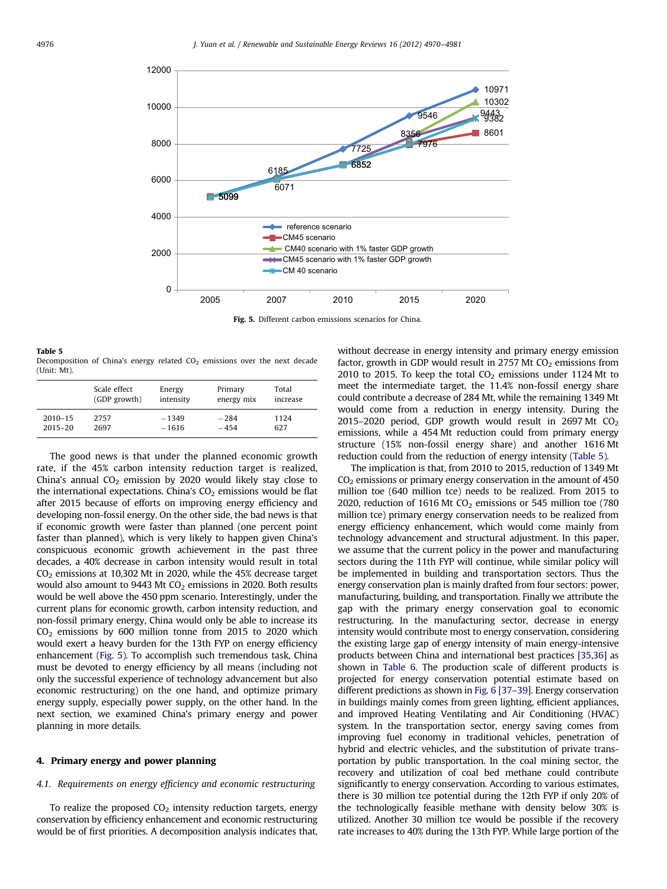Fig. 5. Different carbon emissions scenarios for China.

**Table 5**
Decomposition of China's energy related $CO_2$ emissions over the next decade (Unit: Mt).

| | Scale effect (GDP growth) | Energy intensity | Primary energy mix | Total increase |
|---|---|---|---|---|
| 2010–15 | 2757 | −1349 | −284 | 1124 |
| 2015–20 | 2697 | −1616 | −454 | 627 |

The good news is that under the planned economic growth rate, if the 45% carbon intensity reduction target is realized, China's annual $CO_2$ emission by 2020 would likely stay close to the international expectations. China's $CO_2$ emissions would be flat after 2015 because of efforts on improving energy efficiency and developing non-fossil energy. On the other side, the bad news is that if economic growth were faster than planned (one percent point faster than planned), which is very likely to happen given China's conspicuous economic growth achievement in the past three decades, a 40% decrease in carbon intensity would result in total $CO_2$ emissions at 10,302 Mt in 2020, while the 45% decrease target would also amount to 9443 Mt $CO_2$ emissions in 2020. Both results would be well above the 450 ppm scenario. Interestingly, under the current plans for economic growth, carbon intensity reduction, and non-fossil primary energy, China would only be able to increase its $CO_2$ emissions by 600 million tonne from 2015 to 2020 which would exert a heavy burden for the 13th FYP on energy efficiency enhancement (Fig. 5). To accomplish such tremendous task, China must be devoted to energy efficiency by all means (including not only the successful experience of technology advancement but also economic restructuring) on the one hand, and optimize primary energy supply, especially power supply, on the other hand. In the next section, we examined China's primary energy and power planning in more details.

## 4. Primary energy and power planning

### 4.1. Requirements on energy efficiency and economic restructuring

To realize the proposed $CO_2$ intensity reduction targets, energy conservation by efficiency enhancement and economic restructuring would be of first priorities. A decomposition analysis indicates that, without decrease in energy intensity and primary energy emission factor, growth in GDP would result in 2757 Mt $CO_2$ emissions from 2010 to 2015. To keep the total $CO_2$ emissions under 1124 Mt to meet the intermediate target, the 11.4% non-fossil energy share could contribute a decrease of 284 Mt, while the remaining 1349 Mt would come from a reduction in energy intensity. During the 2015–2020 period, GDP growth would result in 2697 Mt $CO_2$ emissions, while a 454 Mt reduction could from primary energy structure (15% non-fossil energy share) and another 1616 Mt reduction could from the reduction of energy intensity (Table 5).

The implication is that, from 2010 to 2015, reduction of 1349 Mt $CO_2$ emissions or primary energy conservation in the amount of 450 million toe (640 million tce) needs to be realized. From 2015 to 2020, reduction of 1616 Mt $CO_2$ emissions or 545 million toe (780 million tce) primary energy conservation needs to be realized from energy efficiency enhancement, which would come mainly from technology advancement and structural adjustment. In this paper, we assume that the current policy in the power and manufacturing sectors during the 11th FYP will continue, while similar policy will be implemented in building and transportation sectors. Thus the energy conservation plan is mainly drafted from four sectors: power, manufacturing, building, and transportation. Finally we attribute the gap with the primary energy conservation goal to economic restructuring. In the manufacturing sector, decrease in energy intensity would contribute most to energy conservation, considering the existing large gap of energy intensity of main energy-intensive products between China and international best practices [35,36] as shown in Table 6. The production scale of different products is projected for energy conservation potential estimate based on different predictions as shown in Fig. 6 [37–39]. Energy conservation in buildings mainly comes from green lighting, efficient appliances, and improved Heating Ventilating and Air Conditioning (HVAC) system. In the transportation sector, energy saving comes from improving fuel economy in traditional vehicles, penetration of hybrid and electric vehicles, and the substitution of private transportation by public transportation. In the coal mining sector, the recovery and utilization of coal bed methane could contribute significantly to energy conservation. According to various estimates, there is 30 million tce potential during the 12th FYP if only 20% of the technologically feasible methane with density below 30% is utilized. Another 30 million tce would be possible if the recovery rate increases to 40% during the 13th FYP. While large portion of the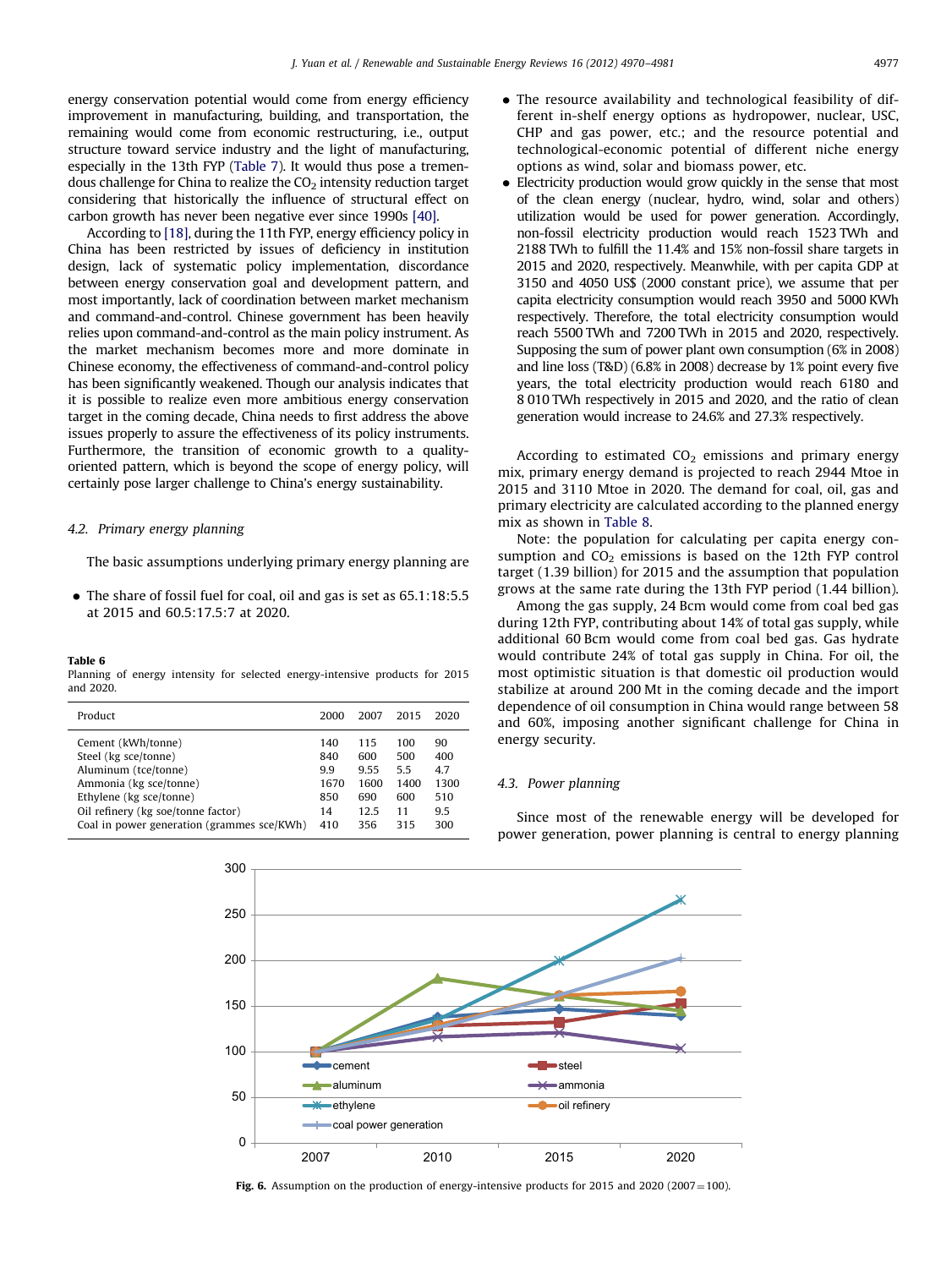energy conservation potential would come from energy efficiency improvement in manufacturing, building, and transportation, the remaining would come from economic restructuring, i.e., output structure toward service industry and the light of manufacturing, especially in the 13th FYP (Table 7). It would thus pose a tremendous challenge for China to realize the $CO_2$ intensity reduction target considering that historically the influence of structural effect on carbon growth has never been negative ever since 1990s [40].

According to [18], during the 11th FYP, energy efficiency policy in China has been restricted by issues of deficiency in institution design, lack of systematic policy implementation, discordance between energy conservation goal and development pattern, and most importantly, lack of coordination between market mechanism and command-and-control. Chinese government has been heavily relies upon command-and-control as the main policy instrument. As the market mechanism becomes more and more dominate in Chinese economy, the effectiveness of command-and-control policy has been significantly weakened. Though our analysis indicates that it is possible to realize even more ambitious energy conservation target in the coming decade, China needs to first address the above issues properly to assure the effectiveness of its policy instruments. Furthermore, the transition of economic growth to a quality-oriented pattern, which is beyond the scope of energy policy, will certainly pose larger challenge to China's energy sustainability.

### 4.2. Primary energy planning

The basic assumptions underlying primary energy planning are

- The share of fossil fuel for coal, oil and gas is set as 65.1:18:5.5 at 2015 and 60.5:17.5:7 at 2020.

**Table 6**
Planning of energy intensity for selected energy-intensive products for 2015 and 2020.

| Product | 2000 | 2007 | 2015 | 2020 |
|---|---|---|---|---|
| Cement (kWh/tonne) | 140 | 115 | 100 | 90 |
| Steel (kg sce/tonne) | 840 | 600 | 500 | 400 |
| Aluminum (tce/tonne) | 9.9 | 9.55 | 5.5 | 4.7 |
| Ammonia (kg sce/tonne) | 1670 | 1600 | 1400 | 1300 |
| Ethylene (kg sce/tonne) | 850 | 690 | 600 | 510 |
| Oil refinery (kg soe/tonne factor) | 14 | 12.5 | 11 | 9.5 |
| Coal in power generation (grammes sce/KWh) | 410 | 356 | 315 | 300 |

- The resource availability and technological feasibility of different in-shelf energy options as hydropower, nuclear, USC, CHP and gas power, etc.; and the resource potential and technological-economic potential of different niche energy options as wind, solar and biomass power, etc.
- Electricity production would grow quickly in the sense that most of the clean energy (nuclear, hydro, wind, solar and others) utilization would be used for power generation. Accordingly, non-fossil electricity production would reach 1523 TWh and 2188 TWh to fulfill the 11.4% and 15% non-fossil share targets in 2015 and 2020, respectively. Meanwhile, with per capita GDP at 3150 and 4050 US$ (2000 constant price), we assume that per capita electricity consumption would reach 3950 and 5000 KWh respectively. Therefore, the total electricity consumption would reach 5500 TWh and 7200 TWh in 2015 and 2020, respectively. Supposing the sum of power plant own consumption (6% in 2008) and line loss (T&D) (6.8% in 2008) decrease by 1% point every five years, the total electricity production would reach 6180 and 8 010 TWh respectively in 2015 and 2020, and the ratio of clean generation would increase to 24.6% and 27.3% respectively.

According to estimated $CO_2$ emissions and primary energy mix, primary energy demand is projected to reach 2944 Mtoe in 2015 and 3110 Mtoe in 2020. The demand for coal, oil, gas and primary electricity are calculated according to the planned energy mix as shown in Table 8.

Note: the population for calculating per capita energy consumption and $CO_2$ emissions is based on the 12th FYP control target (1.39 billion) for 2015 and the assumption that population grows at the same rate during the 13th FYP period (1.44 billion).

Among the gas supply, 24 Bcm would come from coal bed gas during 12th FYP, contributing about 14% of total gas supply, while additional 60 Bcm would come from coal bed gas. Gas hydrate would contribute 24% of total gas supply in China. For oil, the most optimistic situation is that domestic oil production would stabilize at around 200 Mt in the coming decade and the import dependence of oil consumption in China would range between 58 and 60%, imposing another significant challenge for China in energy security.

### 4.3. Power planning

Since most of the renewable energy will be developed for power generation, power planning is central to energy planning

**Fig. 6.** Assumption on the production of energy-intensive products for 2015 and 2020 (2007 = 100).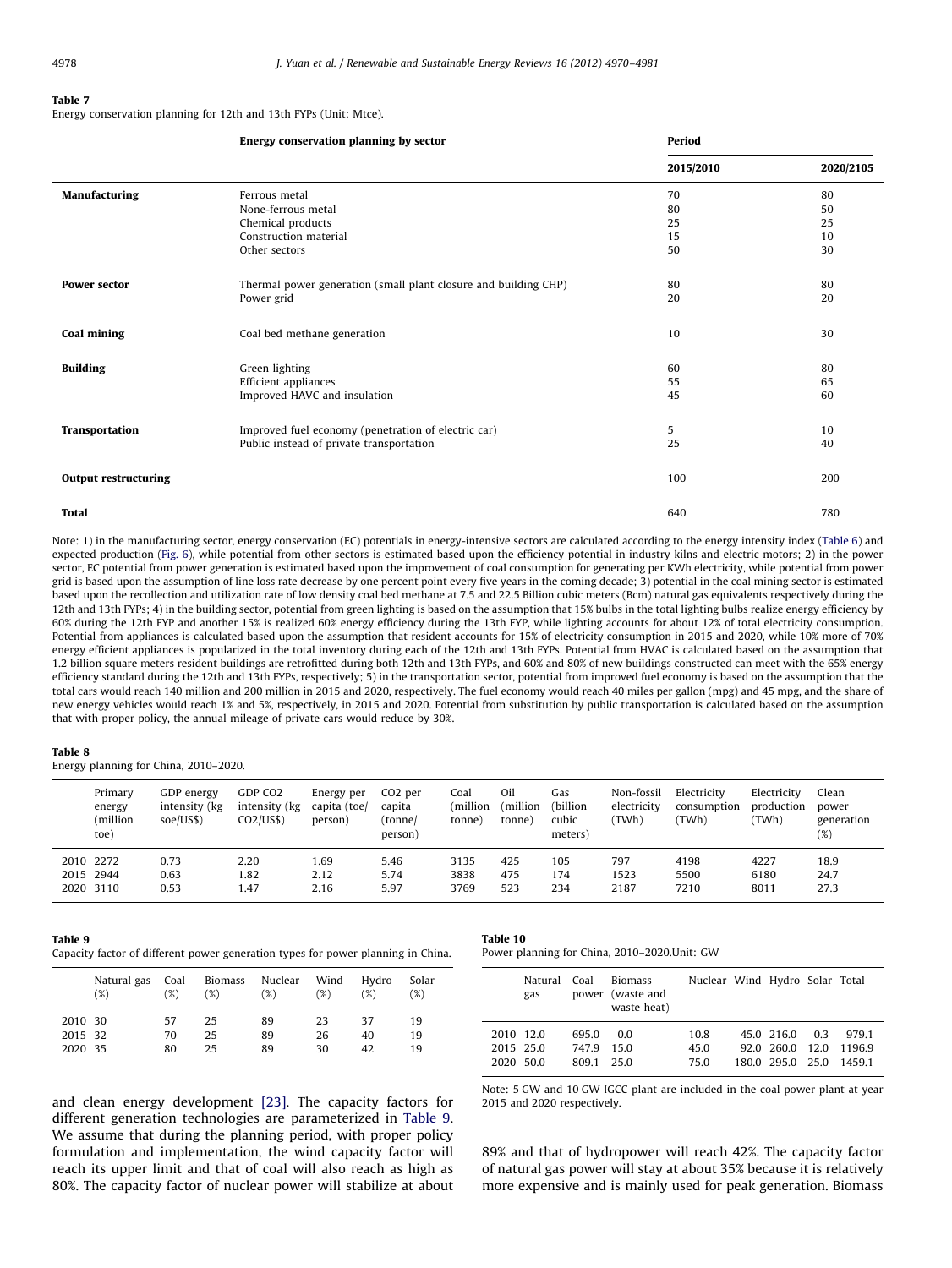**Table 7**
Energy conservation planning for 12th and 13th FYPs (Unit: Mtce).

| | Energy conservation planning by sector | Period | |
|---|---|---|---|
| | | **2015/2010** | **2020/2105** |
| **Manufacturing** | Ferrous metal | 70 | 80 |
| | None-ferrous metal | 80 | 50 |
| | Chemical products | 25 | 25 |
| | Construction material | 15 | 10 |
| | Other sectors | 50 | 30 |
| **Power sector** | Thermal power generation (small plant closure and building CHP) | 80 | 80 |
| | Power grid | 20 | 20 |
| **Coal mining** | Coal bed methane generation | 10 | 30 |
| **Building** | Green lighting | 60 | 80 |
| | Efficient appliances | 55 | 65 |
| | Improved HAVC and insulation | 45 | 60 |
| **Transportation** | Improved fuel economy (penetration of electric car) | 5 | 10 |
| | Public instead of private transportation | 25 | 40 |
| **Output restructuring** | | 100 | 200 |
| **Total** | | 640 | 780 |

Note: 1) in the manufacturing sector, energy conservation (EC) potentials in energy-intensive sectors are calculated according to the energy intensity index (Table 6) and expected production (Fig. 6), while potential from other sectors is estimated based upon the efficiency potential in industry kilns and electric motors; 2) in the power sector, EC potential from power generation is estimated based upon the improvement of coal consumption for generating per KWh electricity, while potential from power grid is based upon the assumption of line loss rate decrease by one percent point every five years in the coming decade; 3) potential in the coal mining sector is estimated based upon the recollection and utilization rate of low density coal bed methane at 7.5 and 22.5 Billion cubic meters (Bcm) natural gas equivalents respectively during the 12th and 13th FYPs; 4) in the building sector, potential from green lighting is based on the assumption that 15% bulbs in the total lighting bulbs realize energy efficiency by 60% during the 12th FYP and another 15% is realized 60% energy efficiency during the 13th FYP, while lighting accounts for about 12% of total electricity consumption. Potential from appliances is calculated based upon the assumption that resident accounts for 15% of electricity consumption in 2015 and 2020, while 10% more of 70% energy efficient appliances is popularized in the total inventory during each of the 12th and 13th FYPs. Potential from HVAC is calculated based on the assumption that 1.2 billion square meters resident buildings are retrofitted during both 12th and 13th FYPs, and 60% and 80% of new buildings constructed can meet with the 65% energy efficiency standard during the 12th and 13th FYPs, respectively; 5) in the transportation sector, potential from improved fuel economy is based on the assumption that the total cars would reach 140 million and 200 million in 2015 and 2020, respectively. The fuel economy would reach 40 miles per gallon (mpg) and 45 mpg, and the share of new energy vehicles would reach 1% and 5%, respectively, in 2015 and 2020. Potential from substitution by public transportation is calculated based on the assumption that with proper policy, the annual mileage of private cars would reduce by 30%.

**Table 8**
Energy planning for China, 2010–2020.

| | Primary energy (million toe) | GDP energy intensity (kg soe/US$) | GDP CO2 intensity (kg CO2/US$) | Energy per capita (toe/person) | CO2 per capita (tonne/person) | Coal (million tonne) | Oil (million tonne) | Gas (billion cubic meters) | Non-fossil electricity (TWh) | Electricity consumption (TWh) | Electricity production (TWh) | Clean power generation (%) |
|---|---|---|---|---|---|---|---|---|---|---|---|---|
| 2010 | 2272 | 0.73 | 2.20 | 1.69 | 5.46 | 3135 | 425 | 105 | 797 | 4198 | 4227 | 18.9 |
| 2015 | 2944 | 0.63 | 1.82 | 2.12 | 5.74 | 3838 | 475 | 174 | 1523 | 5500 | 6180 | 24.7 |
| 2020 | 3110 | 0.53 | 1.47 | 2.16 | 5.97 | 3769 | 523 | 234 | 2187 | 7210 | 8011 | 27.3 |

**Table 9**
Capacity factor of different power generation types for power planning in China.

| | Natural gas (%) | Coal (%) | Biomass (%) | Nuclear (%) | Wind (%) | Hydro (%) | Solar (%) |
|---|---|---|---|---|---|---|---|
| 2010 | 30 | 57 | 25 | 89 | 23 | 37 | 19 |
| 2015 | 32 | 70 | 25 | 89 | 26 | 40 | 19 |
| 2020 | 35 | 80 | 25 | 89 | 30 | 42 | 19 |

**Table 10**
Power planning for China, 2010–2020.Unit: GW

| | Natural gas | Coal power | Biomass (waste and waste heat) | Nuclear | Wind | Hydro | Solar | Total |
|---|---|---|---|---|---|---|---|---|
| 2010 | 12.0 | 695.0 | 0.0 | 10.8 | 45.0 | 216.0 | 0.3 | 979.1 |
| 2015 | 25.0 | 747.9 | 15.0 | 45.0 | 92.0 | 260.0 | 12.0 | 1196.9 |
| 2020 | 50.0 | 809.1 | 25.0 | 75.0 | 180.0 | 295.0 | 25.0 | 1459.1 |

Note: 5 GW and 10 GW IGCC plant are included in the coal power plant at year 2015 and 2020 respectively.

and clean energy development [23]. The capacity factors for different generation technologies are parameterized in Table 9. We assume that during the planning period, with proper policy formulation and implementation, the wind capacity factor will reach its upper limit and that of coal will also reach as high as 80%. The capacity factor of nuclear power will stabilize at about 89% and that of hydropower will reach 42%. The capacity factor of natural gas power will stay at about 35% because it is relatively more expensive and is mainly used for peak generation. Biomass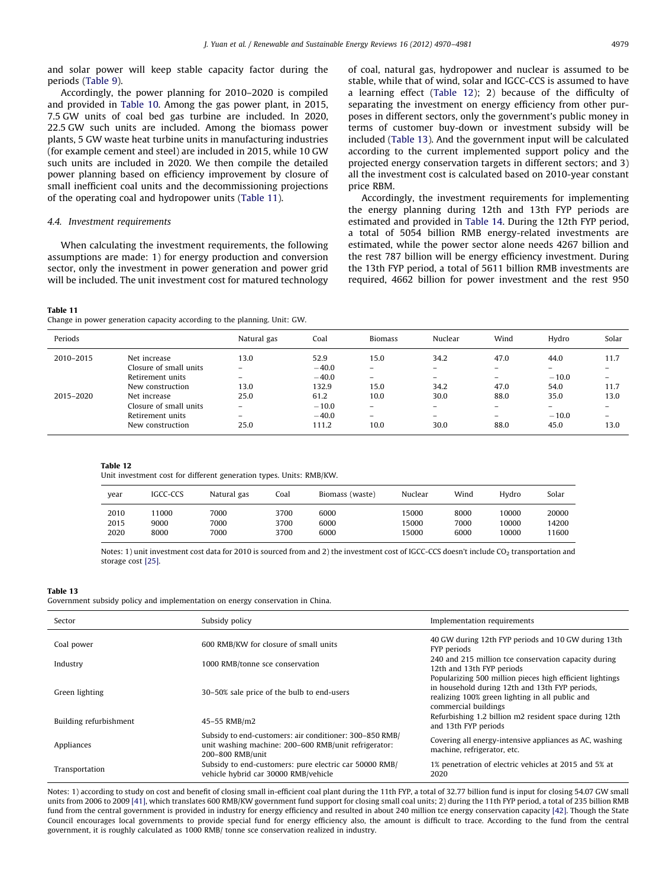and solar power will keep stable capacity factor during the periods (Table 9).

Accordingly, the power planning for 2010–2020 is compiled and provided in Table 10. Among the gas power plant, in 2015, 7.5 GW units of coal bed gas turbine are included. In 2020, 22.5 GW such units are included. Among the biomass power plants, 5 GW waste heat turbine units in manufacturing industries (for example cement and steel) are included in 2015, while 10 GW such units are included in 2020. We then compile the detailed power planning based on efficiency improvement by closure of small inefficient coal units and the decommissioning projections of the operating coal and hydropower units (Table 11).

### 4.4. Investment requirements

When calculating the investment requirements, the following assumptions are made: 1) for energy production and conversion sector, only the investment in power generation and power grid will be included. The unit investment cost for matured technology of coal, natural gas, hydropower and nuclear is assumed to be stable, while that of wind, solar and IGCC-CCS is assumed to have a learning effect (Table 12); 2) because of the difficulty of separating the investment on energy efficiency from other purposes in different sectors, only the government's public money in terms of customer buy-down or investment subsidy will be included (Table 13). And the government input will be calculated according to the current implemented support policy and the projected energy conservation targets in different sectors; and 3) all the investment cost is calculated based on 2010-year constant price RBM.

Accordingly, the investment requirements for implementing the energy planning during 12th and 13th FYP periods are estimated and provided in Table 14. During the 12th FYP period, a total of 5054 billion RMB energy-related investments are estimated, while the power sector alone needs 4267 billion and the rest 787 billion will be energy efficiency investment. During the 13th FYP period, a total of 5611 billion RMB investments are required, 4662 billion for power investment and the rest 950

**Table 11**
Change in power generation capacity according to the planning. Unit: GW.

| Periods | | Natural gas | Coal | Biomass | Nuclear | Wind | Hydro | Solar |
|---|---|---|---|---|---|---|---|---|
| 2010–2015 | Net increase | 13.0 | 52.9 | 15.0 | 34.2 | 47.0 | 44.0 | 11.7 |
| | Closure of small units | – | −40.0 | – | – | – | – | – |
| | Retirement units | – | −40.0 | – | – | – | −10.0 | – |
| | New construction | 13.0 | 132.9 | 15.0 | 34.2 | 47.0 | 54.0 | 11.7 |
| 2015–2020 | Net increase | 25.0 | 61.2 | 10.0 | 30.0 | 88.0 | 35.0 | 13.0 |
| | Closure of small units | – | −10.0 | – | – | – | – | – |
| | Retirement units | – | −40.0 | – | – | – | −10.0 | – |
| | New construction | 25.0 | 111.2 | 10.0 | 30.0 | 88.0 | 45.0 | 13.0 |

**Table 12**
Unit investment cost for different generation types. Units: RMB/KW.

| year | IGCC-CCS | Natural gas | Coal | Biomass (waste) | Nuclear | Wind | Hydro | Solar |
|---|---|---|---|---|---|---|---|---|
| 2010 | 11000 | 7000 | 3700 | 6000 | 15000 | 8000 | 10000 | 20000 |
| 2015 | 9000 | 7000 | 3700 | 6000 | 15000 | 7000 | 10000 | 14200 |
| 2020 | 8000 | 7000 | 3700 | 6000 | 15000 | 6000 | 10000 | 11600 |

Notes: 1) unit investment cost data for 2010 is sourced from and 2) the investment cost of IGCC-CCS doesn't include $CO_2$ transportation and storage cost [25].

**Table 13**
Government subsidy policy and implementation on energy conservation in China.

| Sector | Subsidy policy | Implementation requirements |
|---|---|---|
| Coal power | 600 RMB/KW for closure of small units | 40 GW during 12th FYP periods and 10 GW during 13th FYP periods |
| Industry | 1000 RMB/tonne sce conservation | 240 and 215 million tce conservation capacity during 12th and 13th FYP periods |
| Green lighting | 30–50% sale price of the bulb to end-users | Popularizing 500 million pieces high efficient lightings in household during 12th and 13th FYP periods, realizing 100% green lighting in all public and commercial buildings |
| Building refurbishment | 45–55 RMB/m2 | Refurbishing 1.2 billion m2 resident space during 12th and 13th FYP periods |
| Appliances | Subsidy to end-customers: air conditioner: 300–850 RMB/unit washing machine: 200–600 RMB/unit refrigerator: 200–800 RMB/unit | Covering all energy-intensive appliances as AC, washing machine, refrigerator, etc. |
| Transportation | Subsidy to end-customers: pure electric car 50000 RMB/vehicle hybrid car 30000 RMB/vehicle | 1% penetration of electric vehicles at 2015 and 5% at 2020 |

Notes: 1) according to study on cost and benefit of closing small in-efficient coal plant during the 11th FYP, a total of 32.77 billion fund is input for closing 54.07 GW small units from 2006 to 2009 [41], which translates 600 RMB/KW government fund support for closing small coal units; 2) during the 11th FYP period, a total of 235 billion RMB fund from the central government is provided in industry for energy efficiency and resulted in about 240 million tce energy conservation capacity [42]. Though the State Council encourages local governments to provide special fund for energy efficiency also, the amount is difficult to trace. According to the fund from the central government, it is roughly calculated as 1000 RMB/ tonne sce conservation realized in industry.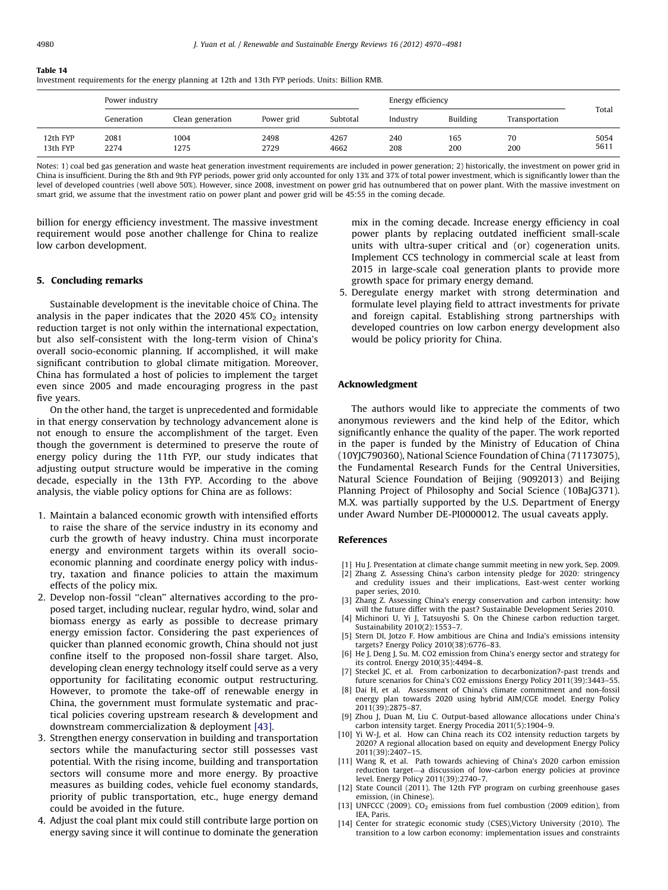**Table 14**
Investment requirements for the energy planning at 12th and 13th FYP periods. Units: Billion RMB.

| | Power industry | | | | Energy efficiency | | | Total |
|---|---|---|---|---|---|---|---|---|
| | Generation | Clean generation | Power grid | Subtotal | Industry | Building | Transportation | |
| 12th FYP | 2081 | 1004 | 2498 | 4267 | 240 | 165 | 70 | 5054 |
| 13th FYP | 2274 | 1275 | 2729 | 4662 | 208 | 200 | 200 | 5611 |

Notes: 1) coal bed gas generation and waste heat generation investment requirements are included in power generation; 2) historically, the investment on power grid in China is insufficient. During the 8th and 9th FYP periods, power grid only accounted for only 13% and 37% of total power investment, which is significantly lower than the level of developed countries (well above 50%). However, since 2008, investment on power grid has outnumbered that on power plant. With the massive investment on smart grid, we assume that the investment ratio on power plant and power grid will be 45:55 in the coming decade.

billion for energy efficiency investment. The massive investment requirement would pose another challenge for China to realize low carbon development.

## 5. Concluding remarks

Sustainable development is the inevitable choice of China. The analysis in the paper indicates that the 2020 45% $CO_2$ intensity reduction target is not only within the international expectation, but also self-consistent with the long-term vision of China's overall socio-economic planning. If accomplished, it will make significant contribution to global climate mitigation. Moreover, China has formulated a host of policies to implement the target even since 2005 and made encouraging progress in the past five years.

On the other hand, the target is unprecedented and formidable in that energy conservation by technology advancement alone is not enough to ensure the accomplishment of the target. Even though the government is determined to preserve the route of energy policy during the 11th FYP, our study indicates that adjusting output structure would be imperative in the coming decade, especially in the 13th FYP. According to the above analysis, the viable policy options for China are as follows:

1. Maintain a balanced economic growth with intensified efforts to raise the share of the service industry in its economy and curb the growth of heavy industry. China must incorporate energy and environment targets within its overall socio-economic planning and coordinate energy policy with industry, taxation and finance policies to attain the maximum effects of the policy mix.
2. Develop non-fossil ''clean'' alternatives according to the proposed target, including nuclear, regular hydro, wind, solar and biomass energy as early as possible to decrease primary energy emission factor. Considering the past experiences of quicker than planned economic growth, China should not just confine itself to the proposed non-fossil share target. Also, developing clean energy technology itself could serve as a very opportunity for facilitating economic output restructuring. However, to promote the take-off of renewable energy in China, the government must formulate systematic and practical policies covering upstream research & development and downstream commercialization & deployment [43].
3. Strengthen energy conservation in building and transportation sectors while the manufacturing sector still possesses vast potential. With the rising income, building and transportation sectors will consume more and more energy. By proactive measures as building codes, vehicle fuel economy standards, priority of public transportation, etc., huge energy demand could be avoided in the future.
4. Adjust the coal plant mix could still contribute large portion on energy saving since it will continue to dominate the generation mix in the coming decade. Increase energy efficiency in coal power plants by replacing outdated inefficient small-scale units with ultra-super critical and (or) cogeneration units. Implement CCS technology in commercial scale at least from 2015 in large-scale coal generation plants to provide more growth space for primary energy demand.
5. Deregulate energy market with strong determination and formulate level playing field to attract investments for private and foreign capital. Establishing strong partnerships with developed countries on low carbon energy development also would be policy priority for China.

## Acknowledgment

The authors would like to appreciate the comments of two anonymous reviewers and the kind help of the Editor, which significantly enhance the quality of the paper. The work reported in the paper is funded by the Ministry of Education of China (10YJC790360), National Science Foundation of China (71173075), the Fundamental Research Funds for the Central Universities, Natural Science Foundation of Beijing (9092013) and Beijing Planning Project of Philosophy and Social Science (10BaJG371). M.X. was partially supported by the U.S. Department of Energy under Award Number DE-PI0000012. The usual caveats apply.

## References

[1] Hu J. Presentation at climate change summit meeting in new york, Sep. 2009.
[2] Zhang Z. Assessing China's carbon intensity pledge for 2020: stringency and credulity issues and their implications, East-west center working paper series, 2010.
[3] Zhang Z. Assessing China's energy conservation and carbon intensity: how will the future differ with the past? Sustainable Development Series 2010.
[4] Michinori U, Yi J, Tatsuyoshi S. On the Chinese carbon reduction target. Sustainability 2010(2):1553–7.
[5] Stern DI, Jotzo F. How ambitious are China and India's emissions intensity targets? Energy Policy 2010(38):6776–83.
[6] He J, Deng J, Su. M. CO2 emission from China's energy sector and strategy for its control. Energy 2010(35):4494–8.
[7] Steckel JC, et al. From carbonization to decarbonization?-past trends and future scenarios for China's CO2 emissions Energy Policy 2011(39):3443–55.
[8] Dai H, et al. Assessment of China's climate commitment and non-fossil energy plan towards 2020 using hybrid AIM/CGE model. Energy Policy 2011(39):2875–87.
[9] Zhou J, Duan M, Liu C. Output-based allowance allocations under China's carbon intensity target. Energy Procedia 2011(5):1904–9.
[10] Yi W-J, et al. How can China reach its CO2 intensity reduction targets by 2020? A regional allocation based on equity and development Energy Policy 2011(39):2407–15.
[11] Wang R, et al. Path towards achieving of China's 2020 carbon emission reduction target—a discussion of low-carbon energy policies at province level. Energy Policy 2011(39):2740–7.
[12] State Council (2011). The 12th FYP program on curbing greenhouse gases emission, (in Chinese).
[13] UNFCCC (2009). $CO_2$ emissions from fuel combustion (2009 edition), from IEA, Paris.
[14] Center for strategic economic study (CSES),Victory University (2010). The transition to a low carbon economy: implementation issues and constraints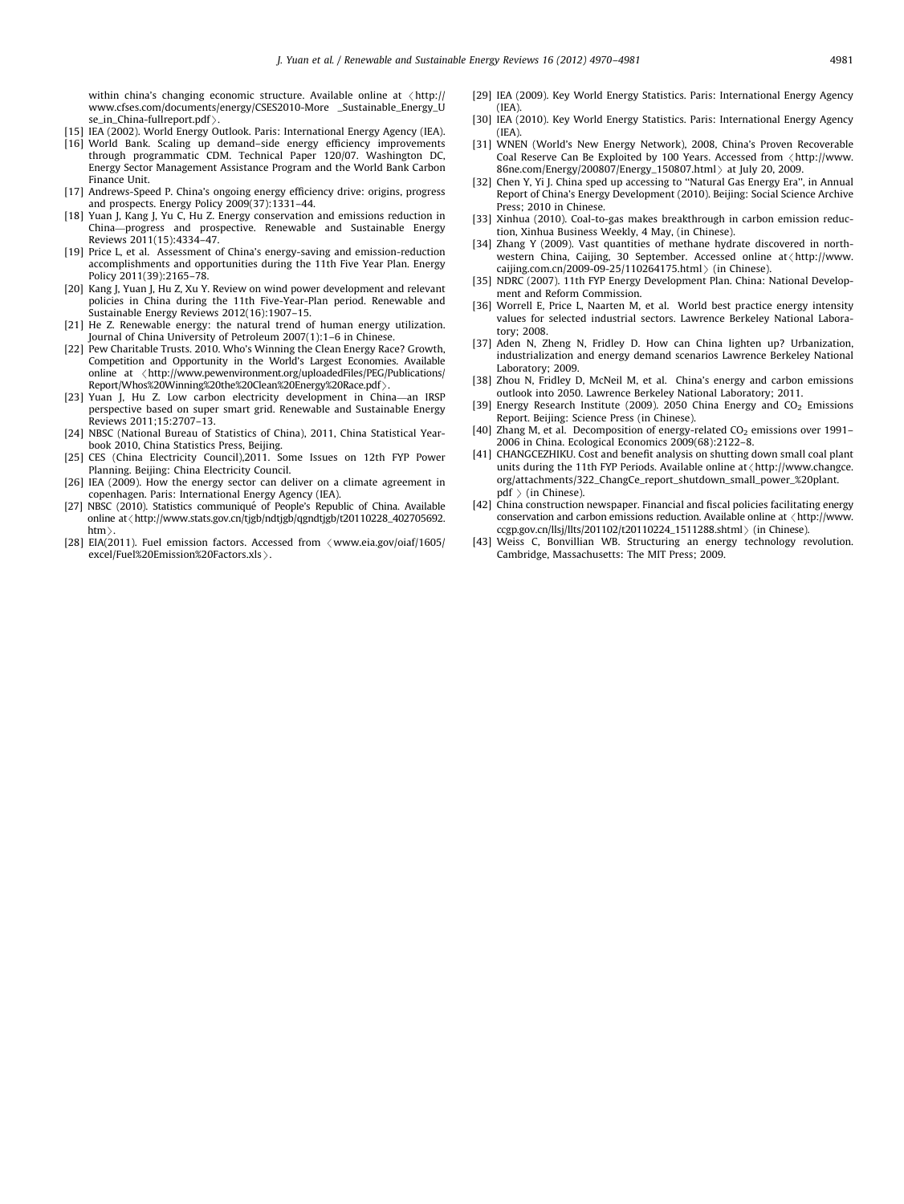within china's changing economic structure. Available online at 〈http://www.cfses.com/documents/energy/CSES2010-More _Sustainable_Energy_Use_in_China-fullreport.pdf〉.

[15] IEA (2002). World Energy Outlook. Paris: International Energy Agency (IEA).

[16] World Bank. Scaling up demand–side energy efficiency improvements through programmatic CDM. Technical Paper 120/07. Washington DC, Energy Sector Management Assistance Program and the World Bank Carbon Finance Unit.

[17] Andrews-Speed P. China's ongoing energy efficiency drive: origins, progress and prospects. Energy Policy 2009(37):1331–44.

[18] Yuan J, Kang J, Yu C, Hu Z. Energy conservation and emissions reduction in China—progress and prospective. Renewable and Sustainable Energy Reviews 2011(15):4334–47.

[19] Price L, et al. Assessment of China's energy-saving and emission-reduction accomplishments and opportunities during the 11th Five Year Plan. Energy Policy 2011(39):2165–78.

[20] Kang J, Yuan J, Hu Z, Xu Y. Review on wind power development and relevant policies in China during the 11th Five-Year-Plan period. Renewable and Sustainable Energy Reviews 2012(16):1907–15.

[21] He Z. Renewable energy: the natural trend of human energy utilization. Journal of China University of Petroleum 2007(1):1–6 in Chinese.

[22] Pew Charitable Trusts. 2010. Who's Winning the Clean Energy Race? Growth, Competition and Opportunity in the World's Largest Economies. Available online at 〈http://www.pewenvironment.org/uploadedFiles/PEG/Publications/Report/Whos%20Winning%20the%20Clean%20Energy%20Race.pdf〉.

[23] Yuan J, Hu Z. Low carbon electricity development in China—an IRSP perspective based on super smart grid. Renewable and Sustainable Energy Reviews 2011;15:2707–13.

[24] NBSC (National Bureau of Statistics of China), 2011, China Statistical Yearbook 2010, China Statistics Press, Beijing.

[25] CES (China Electricity Council),2011. Some Issues on 12th FYP Power Planning. Beijing: China Electricity Council.

[26] IEA (2009). How the energy sector can deliver on a climate agreement in copenhagen. Paris: International Energy Agency (IEA).

[27] NBSC (2010). Statistics communiqué of People's Republic of China. Available online at〈http://www.stats.gov.cn/tjgb/ndtjgb/qgndtjgb/t20110228_402705692.htm〉.

[28] EIA(2011). Fuel emission factors. Accessed from 〈www.eia.gov/oiaf/1605/excel/Fuel%20Emission%20Factors.xls〉.

[29] IEA (2009). Key World Energy Statistics. Paris: International Energy Agency (IEA).

[30] IEA (2010). Key World Energy Statistics. Paris: International Energy Agency (IEA).

[31] WNEN (World's New Energy Network), 2008, China's Proven Recoverable Coal Reserve Can Be Exploited by 100 Years. Accessed from 〈http://www.86ne.com/Energy/200807/Energy_150807.html〉 at July 20, 2009.

[32] Chen Y, Yi J. China sped up accessing to "Natural Gas Energy Era", in Annual Report of China's Energy Development (2010). Beijing: Social Science Archive Press; 2010 in Chinese.

[33] Xinhua (2010). Coal-to-gas makes breakthrough in carbon emission reduction, Xinhua Business Weekly, 4 May, (in Chinese).

[34] Zhang Y (2009). Vast quantities of methane hydrate discovered in northwestern China, Caijing, 30 September. Accessed online at〈http://www.caijing.com.cn/2009-09-25/110264175.html〉 (in Chinese).

[35] NDRC (2007). 11th FYP Energy Development Plan. China: National Development and Reform Commission.

[36] Worrell E, Price L, Naarten M, et al. World best practice energy intensity values for selected industrial sectors. Lawrence Berkeley National Laboratory; 2008.

[37] Aden N, Zheng N, Fridley D. How can China lighten up? Urbanization, industrialization and energy demand scenarios Lawrence Berkeley National Laboratory; 2009.

[38] Zhou N, Fridley D, McNeil M, et al. China's energy and carbon emissions outlook into 2050. Lawrence Berkeley National Laboratory; 2011.

[39] Energy Research Institute (2009). 2050 China Energy and $CO_2$ Emissions Report. Beijing: Science Press (in Chinese).

[40] Zhang M, et al. Decomposition of energy-related $CO_2$ emissions over 1991–2006 in China. Ecological Economics 2009(68):2122–8.

[41] CHANGCEZHIKU. Cost and benefit analysis on shutting down small coal plant units during the 11th FYP Periods. Available online at〈http://www.changce.org/attachments/322_ChangCe_report_shutdown_small_power_%20plant.pdf〉 (in Chinese).

[42] China construction newspaper. Financial and fiscal policies facilitating energy conservation and carbon emissions reduction. Available online at 〈http://www.ccgp.gov.cn/llsj/llts/201102/t20110224_1511288.shtml〉 (in Chinese).

[43] Weiss C, Bonvillian WB. Structuring an energy technology revolution. Cambridge, Massachusetts: The MIT Press; 2009.